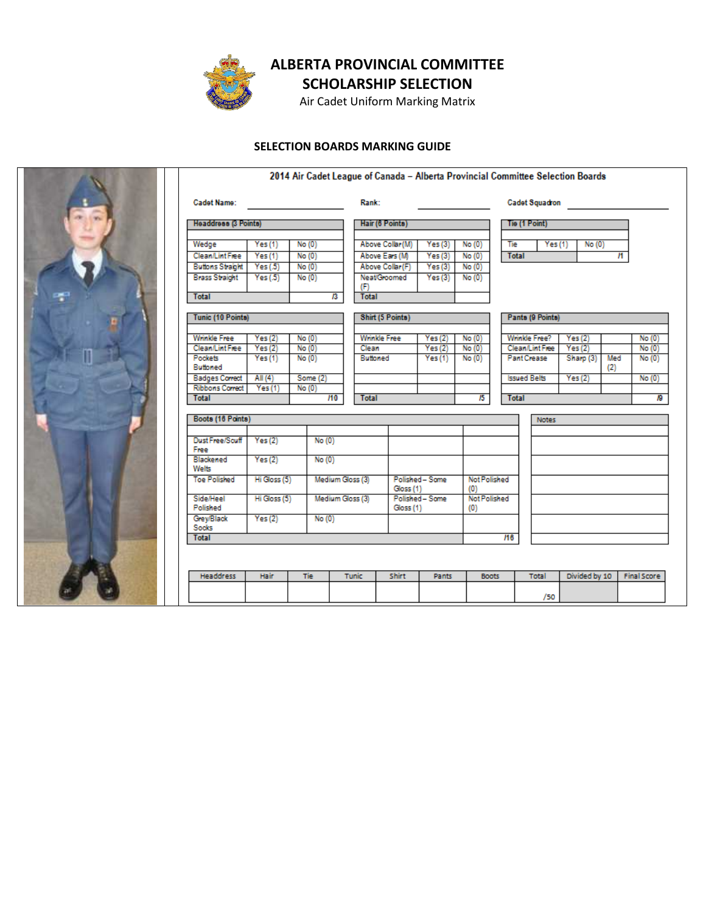# ALBERTA PROVINCIAL COMMITTEE
## SCHOLARSHIP SELECTION
Air Cadet Uniform Marking Matrix

### SELECTION BOARDS MARKING GUIDE

**2014 Air Cadet League of Canada – Alberta Provincial Committee Selection Boards**

Cadet Name: ____________ Rank: ____________ Cadet Squadron ____________

| Headdress (3 Points) | | |
|---|---|---|
| Wedge | Yes (1) | No (0) |
| Clean/Lint Free | Yes (1) | No (0) |
| Buttons Straight | Yes (.5) | No (0) |
| Brass Straight | Yes (.5) | No (0) |
| Total | | /3 |

| Hair (6 Points) | | |
|---|---|---|
| Above Collar (M) | Yes (3) | No (0) |
| Above Ears (M) | Yes (3) | No (0) |
| Above Collar (F) | Yes (3) | No (0) |
| Neat/Groomed (F) | Yes (3) | No (0) |
| Total | | |

| Tie (1 Point) | | |
|---|---|---|
| Tie | Yes (1) | No (0) |
| Total | | /1 |

| Tunic (10 Points) | | |
|---|---|---|
| Wrinkle Free | Yes (2) | No (0) |
| Clean/Lint Free | Yes (2) | No (0) |
| Pockets Buttoned | Yes (1) | No (0) |
| Badges Correct | All (4) | Some (2) |
| Ribbons Correct | Yes (1) | No (0) |
| Total | | /10 |

| Shirt (5 Points) | | |
|---|---|---|
| Wrinkle Free | Yes (2) | No (0) |
| Clean | Yes (2) | No (0) |
| Buttoned | Yes (1) | No (0) |
| | | |
| Total | | /5 |

| Pants (9 Points) | | | |
|---|---|---|---|
| Wrinkle Free? | Yes (2) | | No (0) |
| Clean/Lint Free | Yes (2) | | No (0) |
| Pant Crease | Sharp (3) | Med (2) | No (0) |
| Issued Belts | Yes (2) | | No (0) |
| Total | | | /9 |

| Boots (16 Points) | | | | |
|---|---|---|---|---|
| Dust Free/Scuff Free | Yes (2) | No (0) | | |
| Blackened Welts | Yes (2) | No (0) | | |
| Toe Polished | Hi Gloss (5) | Medium Gloss (3) | Polished – Some Gloss (1) | Not Polished (0) |
| Side/Heel Polished | Hi Gloss (5) | Medium Gloss (3) | Polished – Some Gloss (1) | Not Polished (0) |
| Grey/Black Socks | Yes (2) | No (0) | | |
| Total | | | | /16 |

| Notes |
|---|
| |

| Headdress | Hair | Tie | Tunic | Shirt | Pants | Boots | Total | Divided by 10 | Final Score |
|---|---|---|---|---|---|---|---|---|---|
| | | | | | | | /50 | | |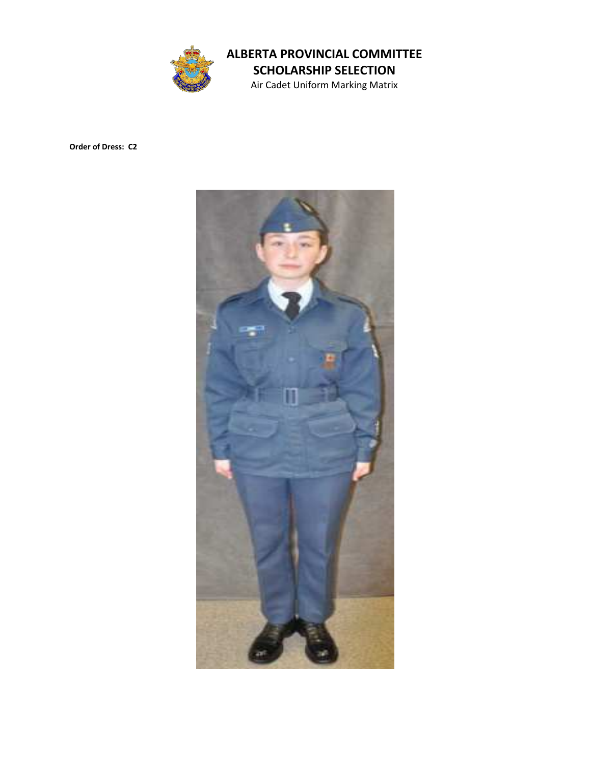# ALBERTA PROVINCIAL COMMITTEE
## SCHOLARSHIP SELECTION

Air Cadet Uniform Marking Matrix

**Order of Dress: C2**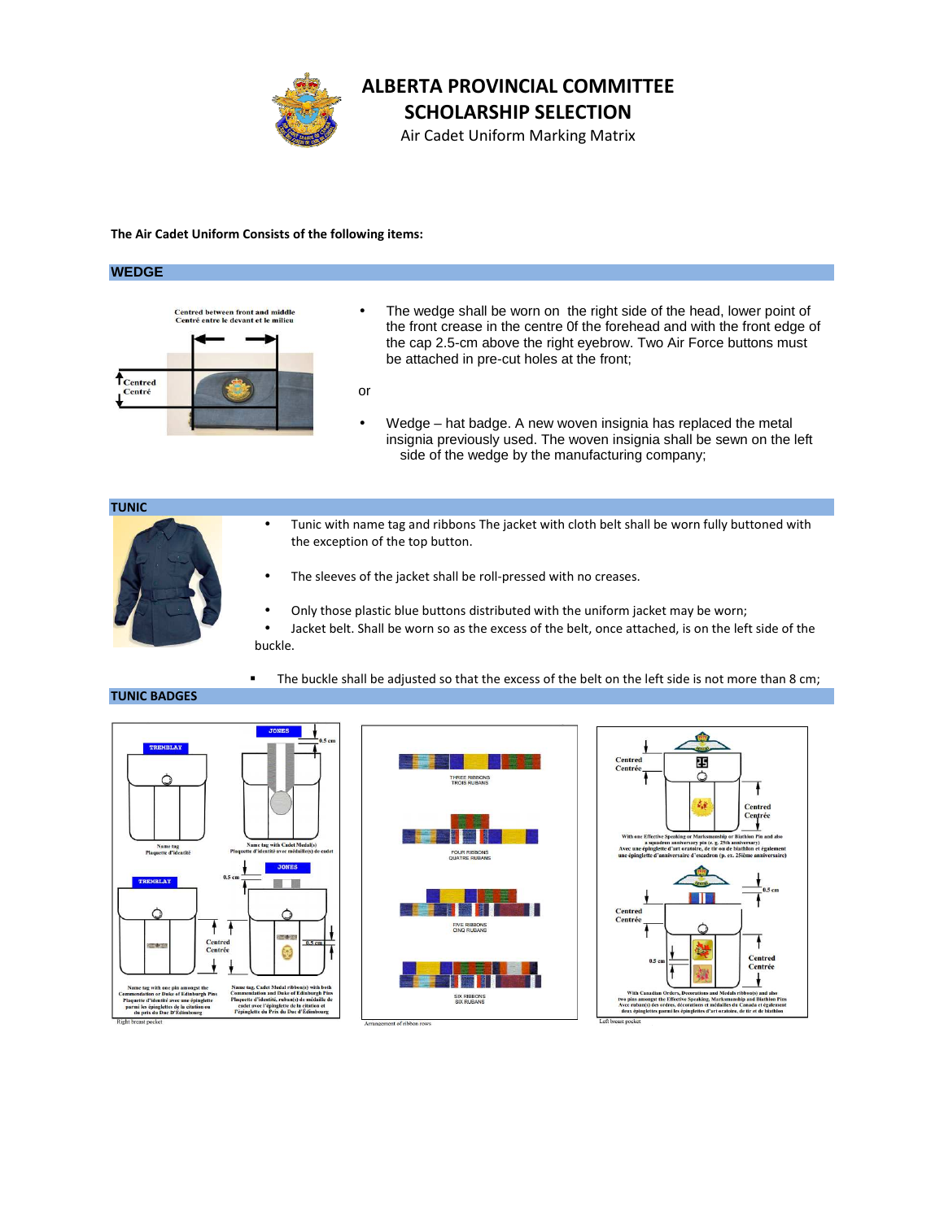# ALBERTA PROVINCIAL COMMITTEE
# SCHOLARSHIP SELECTION

Air Cadet Uniform Marking Matrix

**The Air Cadet Uniform Consists of the following items:**

## WEDGE

Centred between front and middle
Centré entre le devant et le milieu

Centred
Centré

- The wedge shall be worn on the right side of the head, lower point of the front crease in the centre 0f the forehead and with the front edge of the cap 2.5-cm above the right eyebrow. Two Air Force buttons must be attached in pre-cut holes at the front;

or

- Wedge – hat badge. A new woven insignia has replaced the metal insignia previously used. The woven insignia shall be sewn on the left side of the wedge by the manufacturing company;

## TUNIC

- Tunic with name tag and ribbons The jacket with cloth belt shall be worn fully buttoned with the exception of the top button.
- The sleeves of the jacket shall be roll-pressed with no creases.
- Only those plastic blue buttons distributed with the uniform jacket may be worn;
- Jacket belt. Shall be worn so as the excess of the belt, once attached, is on the left side of the buckle.
  - The buckle shall be adjusted so that the excess of the belt on the left side is not more than 8 cm;

## TUNIC BADGES

TREMBLAY

Name tag
Plaquette d'identité

JONES

0.5 cm

Name tag with Cadet Medal(s)
Plaquette d'identité avec médaille(s) de cadet

TREMBLAY

Centred
Centrée

Name tag with one pin amongst the Commendation or Duke of Edinburgh Pins
Plaquette d'identité avec une épinglette parmi les épinglettes de la citation ou du prix du Duc D'Édimbourg

JONES

0.5 cm

0.5 cm

Name tag, Cadet Medal ribbon(s) with both Commendation and Duke of Edinburgh Pins
Plaquette d'identité, ruban(s) de médaille de cadet avec l'épinglette de la citation et l'épinglette du Prix du Duc d'Édimbourg

Right breast pocket

THREE RIBBONS
TROIS RUBANS

FOUR RIBBONS
QUATRE RUBANS

FIVE RIBBONS
CINQ RUBANS

SIX RIBBONS
SIX RUBANS

Arrangement of ribbon rows

Centred
Centrée

Centred
Centrée

With one Effective Speaking or Marksmanship or Biathlon Pin and also a squadron anniversary pin (e.g. 25th anniversary)
Avec une épinglette d'art oratoire, de tir ou de biathlon et également une épinglette d'anniversaire d'escadron (p. ex. 25ième anniversaire)

0.5 cm

Centred
Centrée

0.5 cm

Centred
Centrée

With Canadian Orders, Decorations and Medals ribbon(s) and also two pins amongst the Effective Speaking, Marksmanship and Biathlon Pins
Avec ruban(s) des ordres, décorations et médailles du Canada et également deux épinglettes parmi les épinglettes d'art oratoire, de tir et de biathlon

Left breast pocket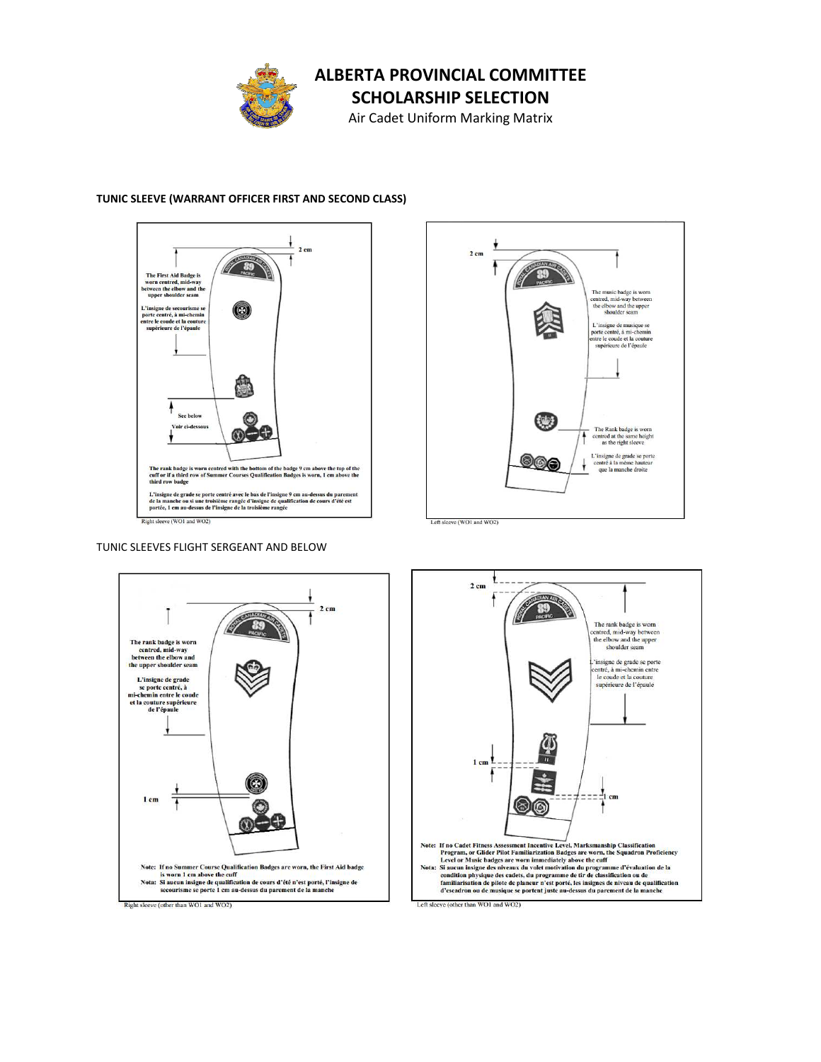# ALBERTA PROVINCIAL COMMITTEE
# SCHOLARSHIP SELECTION

Air Cadet Uniform Marking Matrix

**TUNIC SLEEVE (WARRANT OFFICER FIRST AND SECOND CLASS)**

2 cm

**The First Aid Badge is worn centred, mid-way between the elbow and the upper shoulder seam**

**L'insigne de secourisme se porte centré, à mi-chemin entre le coude et la couture supérieure de l'épaule**

**See below**

**Voir ci-dessous**

**The rank badge is worn centred with the bottom of the badge 9 cm above the top of the cuff or if a third row of Summer Courses Qualification Badges is worn, 1 cm above the third row badge**

**L'insigne de grade se porte centré avec le bas de l'insigne 9 cm au-dessus du parement de la manche ou si une troisième rangée d'insigne de qualification de cours d'été est portée, 1 cm au-dessus de l'insigne de la troisième rangée**

Right sleeve (WO1 and WO2)

2 cm

The music badge is worn centred, mid-way between the elbow and the upper shoulder seam

L'insigne de musique se porte centré, à mi-chemin entre le coude et la couture supérieure de l'épaule

The Rank badge is worn centred at the same height as the right sleeve

L'insigne de grade se porte centré à la même hauteur que la manche droite

Left sleeve (WO1 and WO2)

TUNIC SLEEVES FLIGHT SERGEANT AND BELOW

2 cm

**The rank badge is worn centred, mid-way between the elbow and the upper shoulder seam**

**L'insigne de grade se porte centré, à mi-chemin entre le coude et la couture supérieure de l'épaule**

**1 cm**

**Note: If no Summer Course Qualification Badges are worn, the First Aid badge is worn 1 cm above the cuff**

**Nota: Si aucun insigne de qualification de cours d'été n'est porté, l'insigne de secourisme se porte 1 cm au-dessus du parement de la manche**

Right sleeve (other than WO1 and WO2)

2 cm

The rank badge is worn centred, mid-way between the elbow and the upper shoulder seam

L'insigne de grade se porte centré, à mi-chemin entre le coude et la couture supérieure de l'épaule

1 cm

1 cm

**Note: If no Cadet Fitness Assessment Incentive Level, Marksmanship Classification Program, or Glider Pilot Familiarization Badges are worn, the Squadron Proficiency Level or Music badges are worn immediately above the cuff**

**Nota: Si aucun insigne des niveaux du volet motivation du programme d'évaluation de la condition physique des cadets, du programme de tir de classification ou de familiarisation de pilote de planeur n'est porté, les insignes de niveau de qualification d'escadron ou de musique se portent juste au-dessus du parement de la manche**

Left sleeve (other than WO1 and WO2)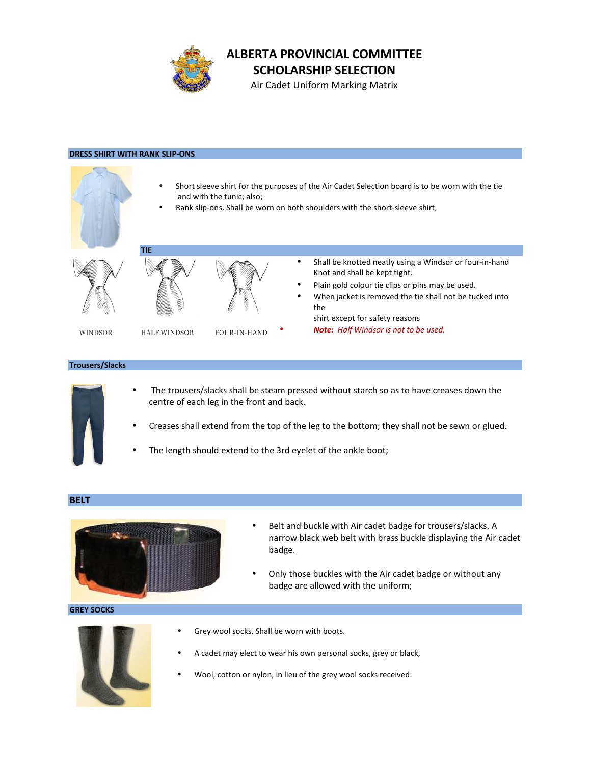# ALBERTA PROVINCIAL COMMITTEE SCHOLARSHIP SELECTION

Air Cadet Uniform Marking Matrix

## DRESS SHIRT WITH RANK SLIP-ONS

- Short sleeve shirt for the purposes of the Air Cadet Selection board is to be worn with the tie and with the tunic; also;
- Rank slip-ons. Shall be worn on both shoulders with the short-sleeve shirt,

## TIE

WINDSOR    HALF WINDSOR    FOUR-IN-HAND

- Shall be knotted neatly using a Windsor or four-in-hand Knot and shall be kept tight.
- Plain gold colour tie clips or pins may be used.
- When jacket is removed the tie shall not be tucked into the shirt except for safety reasons
- ***Note:** Half Windsor is not to be used.*

## Trousers/Slacks

- The trousers/slacks shall be steam pressed without starch so as to have creases down the centre of each leg in the front and back.
- Creases shall extend from the top of the leg to the bottom; they shall not be sewn or glued.
- The length should extend to the 3rd eyelet of the ankle boot;

## BELT

- Belt and buckle with Air cadet badge for trousers/slacks. A narrow black web belt with brass buckle displaying the Air cadet badge.
- Only those buckles with the Air cadet badge or without any badge are allowed with the uniform;

## GREY SOCKS

- Grey wool socks. Shall be worn with boots.
- A cadet may elect to wear his own personal socks, grey or black,
- Wool, cotton or nylon, in lieu of the grey wool socks received.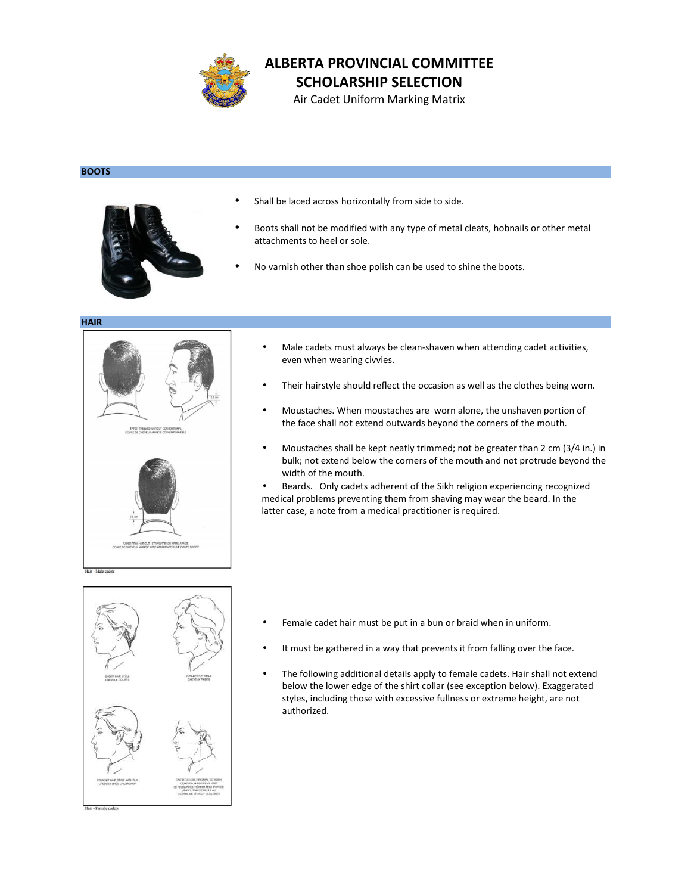# ALBERTA PROVINCIAL COMMITTEE SCHOLARSHIP SELECTION

Air Cadet Uniform Marking Matrix

## BOOTS

- Shall be laced across horizontally from side to side.
- Boots shall not be modified with any type of metal cleats, hobnails or other metal attachments to heel or sole.
- No varnish other than shoe polish can be used to shine the boots.

## HAIR

- Male cadets must always be clean-shaven when attending cadet activities, even when wearing civvies.
- Their hairstyle should reflect the occasion as well as the clothes being worn.
- Moustaches. When moustaches are worn alone, the unshaven portion of the face shall not extend outwards beyond the corners of the mouth.
- Moustaches shall be kept neatly trimmed; not be greater than 2 cm (3/4 in.) in bulk; not extend below the corners of the mouth and not protrude beyond the width of the mouth.
- Beards. Only cadets adherent of the Sikh religion experiencing recognized medical problems preventing them from shaving may wear the beard. In the latter case, a note from a medical practitioner is required.

Hair - Male cadets

- Female cadet hair must be put in a bun or braid when in uniform.
- It must be gathered in a way that prevents it from falling over the face.
- The following additional details apply to female cadets. Hair shall not extend below the lower edge of the shirt collar (see exception below). Exaggerated styles, including those with excessive fullness or extreme height, are not authorized.

Hair - Female cadets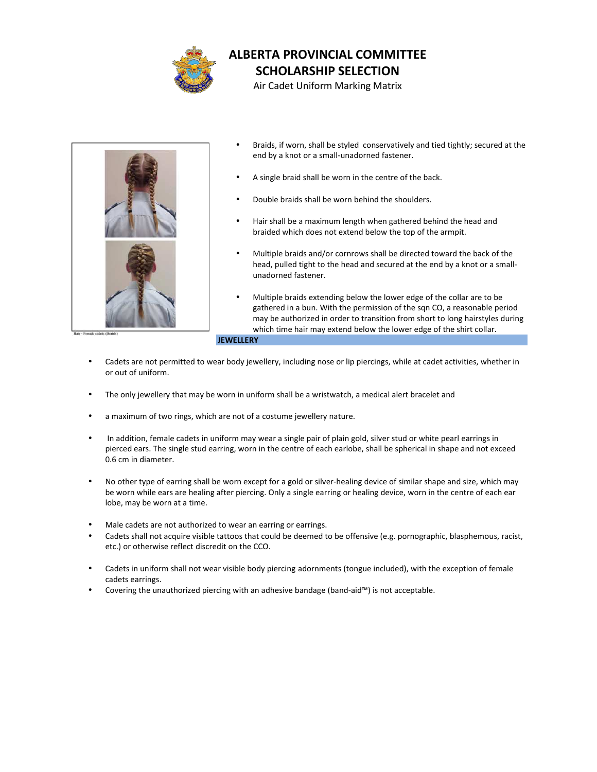# ALBERTA PROVINCIAL COMMITTEE
# SCHOLARSHIP SELECTION

Air Cadet Uniform Marking Matrix

Hair - Female cadets (Braids)

- Braids, if worn, shall be styled conservatively and tied tightly; secured at the end by a knot or a small-unadorned fastener.
- A single braid shall be worn in the centre of the back.
- Double braids shall be worn behind the shoulders.
- Hair shall be a maximum length when gathered behind the head and braided which does not extend below the top of the armpit.
- Multiple braids and/or cornrows shall be directed toward the back of the head, pulled tight to the head and secured at the end by a knot or a small-unadorned fastener.
- Multiple braids extending below the lower edge of the collar are to be gathered in a bun. With the permission of the sqn CO, a reasonable period may be authorized in order to transition from short to long hairstyles during which time hair may extend below the lower edge of the shirt collar.

**JEWELLERY**

- Cadets are not permitted to wear body jewellery, including nose or lip piercings, while at cadet activities, whether in or out of uniform.
- The only jewellery that may be worn in uniform shall be a wristwatch, a medical alert bracelet and
- a maximum of two rings, which are not of a costume jewellery nature.
- In addition, female cadets in uniform may wear a single pair of plain gold, silver stud or white pearl earrings in pierced ears. The single stud earring, worn in the centre of each earlobe, shall be spherical in shape and not exceed 0.6 cm in diameter.
- No other type of earring shall be worn except for a gold or silver-healing device of similar shape and size, which may be worn while ears are healing after piercing. Only a single earring or healing device, worn in the centre of each ear lobe, may be worn at a time.
- Male cadets are not authorized to wear an earring or earrings.
- Cadets shall not acquire visible tattoos that could be deemed to be offensive (e.g. pornographic, blasphemous, racist, etc.) or otherwise reflect discredit on the CCO.
- Cadets in uniform shall not wear visible body piercing adornments (tongue included), with the exception of female cadets earrings.
- Covering the unauthorized piercing with an adhesive bandage (band-aid™) is not acceptable.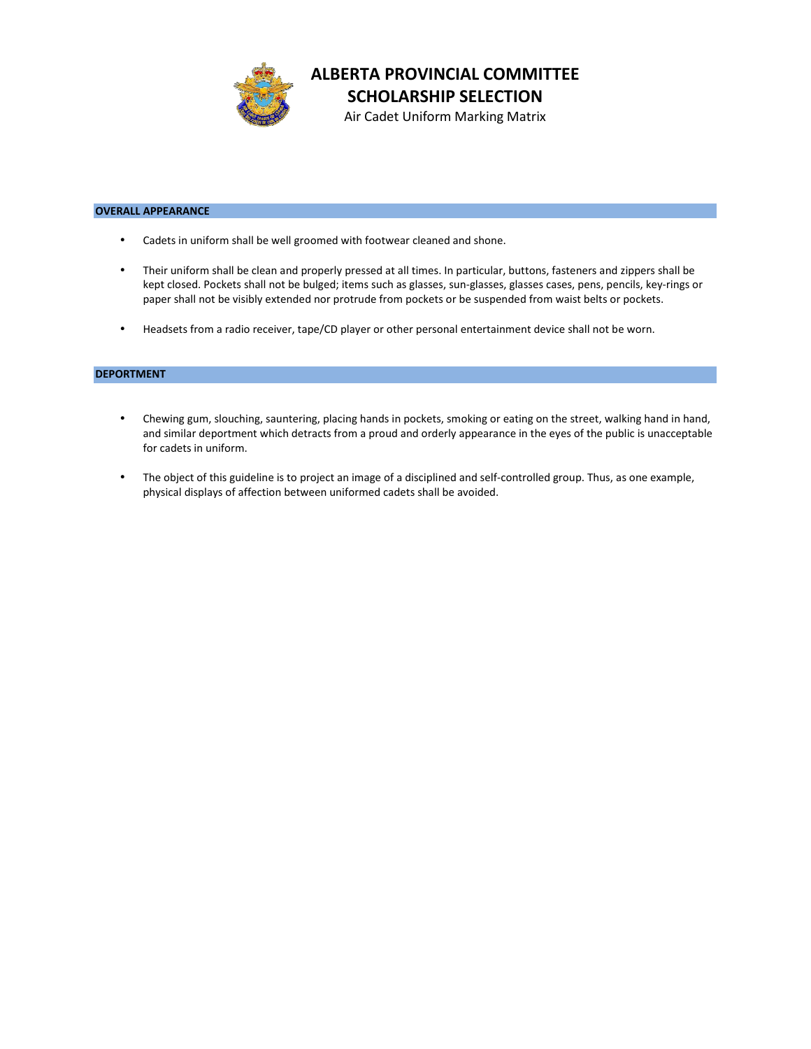# ALBERTA PROVINCIAL COMMITTEE
# SCHOLARSHIP SELECTION

Air Cadet Uniform Marking Matrix

## OVERALL APPEARANCE

- Cadets in uniform shall be well groomed with footwear cleaned and shone.
- Their uniform shall be clean and properly pressed at all times. In particular, buttons, fasteners and zippers shall be kept closed. Pockets shall not be bulged; items such as glasses, sun-glasses, glasses cases, pens, pencils, key-rings or paper shall not be visibly extended nor protrude from pockets or be suspended from waist belts or pockets.
- Headsets from a radio receiver, tape/CD player or other personal entertainment device shall not be worn.

## DEPORTMENT

- Chewing gum, slouching, sauntering, placing hands in pockets, smoking or eating on the street, walking hand in hand, and similar deportment which detracts from a proud and orderly appearance in the eyes of the public is unacceptable for cadets in uniform.
- The object of this guideline is to project an image of a disciplined and self-controlled group. Thus, as one example, physical displays of affection between uniformed cadets shall be avoided.